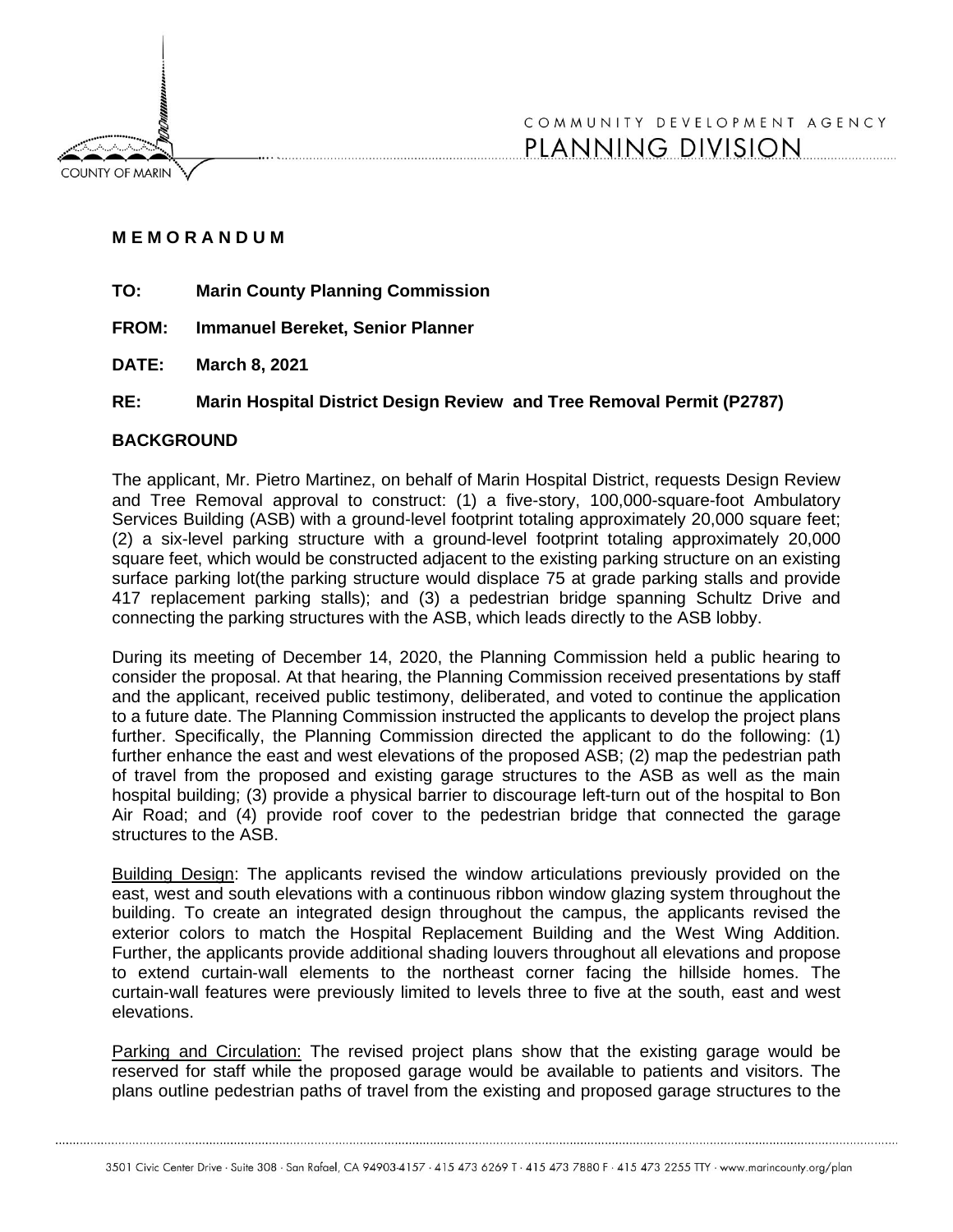COMMUNITY DEVELOPMENT AGENCY
PLANNING DIVISION

**M E M O R A N D U M**

**TO:** **Marin County Planning Commission**

**FROM:** **Immanuel Bereket, Senior Planner**

**DATE:** **March 8, 2021**

**RE:** **Marin Hospital District Design Review and Tree Removal Permit (P2787)**

**BACKGROUND**

The applicant, Mr. Pietro Martinez, on behalf of Marin Hospital District, requests Design Review and Tree Removal approval to construct: (1) a five-story, 100,000-square-foot Ambulatory Services Building (ASB) with a ground-level footprint totaling approximately 20,000 square feet; (2) a six-level parking structure with a ground-level footprint totaling approximately 20,000 square feet, which would be constructed adjacent to the existing parking structure on an existing surface parking lot(the parking structure would displace 75 at grade parking stalls and provide 417 replacement parking stalls); and (3) a pedestrian bridge spanning Schultz Drive and connecting the parking structures with the ASB, which leads directly to the ASB lobby.

During its meeting of December 14, 2020, the Planning Commission held a public hearing to consider the proposal. At that hearing, the Planning Commission received presentations by staff and the applicant, received public testimony, deliberated, and voted to continue the application to a future date. The Planning Commission instructed the applicants to develop the project plans further. Specifically, the Planning Commission directed the applicant to do the following: (1) further enhance the east and west elevations of the proposed ASB; (2) map the pedestrian path of travel from the proposed and existing garage structures to the ASB as well as the main hospital building; (3) provide a physical barrier to discourage left-turn out of the hospital to Bon Air Road; and (4) provide roof cover to the pedestrian bridge that connected the garage structures to the ASB.

Building Design: The applicants revised the window articulations previously provided on the east, west and south elevations with a continuous ribbon window glazing system throughout the building. To create an integrated design throughout the campus, the applicants revised the exterior colors to match the Hospital Replacement Building and the West Wing Addition. Further, the applicants provide additional shading louvers throughout all elevations and propose to extend curtain-wall elements to the northeast corner facing the hillside homes. The curtain-wall features were previously limited to levels three to five at the south, east and west elevations.

Parking and Circulation: The revised project plans show that the existing garage would be reserved for staff while the proposed garage would be available to patients and visitors. The plans outline pedestrian paths of travel from the existing and proposed garage structures to the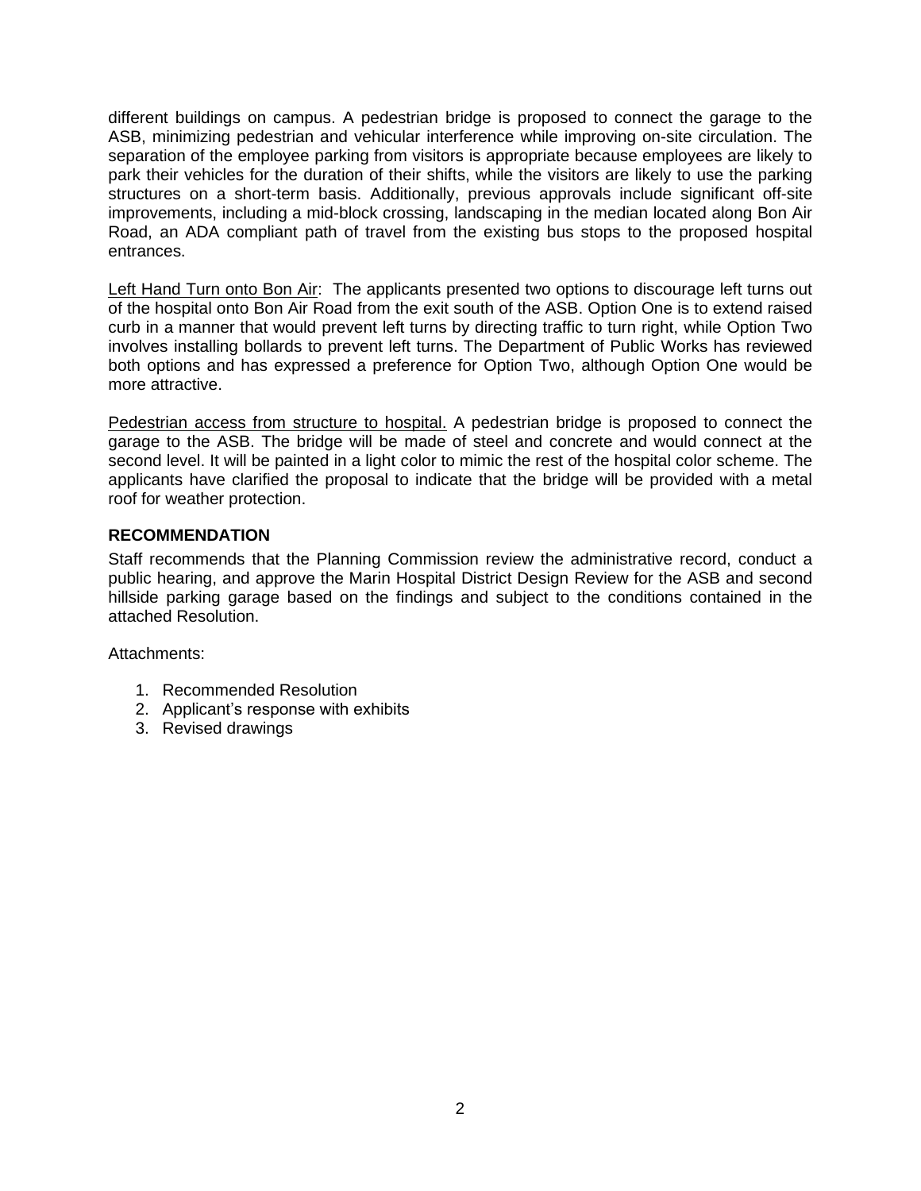different buildings on campus. A pedestrian bridge is proposed to connect the garage to the ASB, minimizing pedestrian and vehicular interference while improving on-site circulation. The separation of the employee parking from visitors is appropriate because employees are likely to park their vehicles for the duration of their shifts, while the visitors are likely to use the parking structures on a short-term basis. Additionally, previous approvals include significant off-site improvements, including a mid-block crossing, landscaping in the median located along Bon Air Road, an ADA compliant path of travel from the existing bus stops to the proposed hospital entrances.

<u>Left Hand Turn onto Bon Air</u>: The applicants presented two options to discourage left turns out of the hospital onto Bon Air Road from the exit south of the ASB. Option One is to extend raised curb in a manner that would prevent left turns by directing traffic to turn right, while Option Two involves installing bollards to prevent left turns. The Department of Public Works has reviewed both options and has expressed a preference for Option Two, although Option One would be more attractive.

<u>Pedestrian access from structure to hospital.</u> A pedestrian bridge is proposed to connect the garage to the ASB. The bridge will be made of steel and concrete and would connect at the second level. It will be painted in a light color to mimic the rest of the hospital color scheme. The applicants have clarified the proposal to indicate that the bridge will be provided with a metal roof for weather protection.

**RECOMMENDATION**

Staff recommends that the Planning Commission review the administrative record, conduct a public hearing, and approve the Marin Hospital District Design Review for the ASB and second hillside parking garage based on the findings and subject to the conditions contained in the attached Resolution.

Attachments:

1. Recommended Resolution
2. Applicant's response with exhibits
3. Revised drawings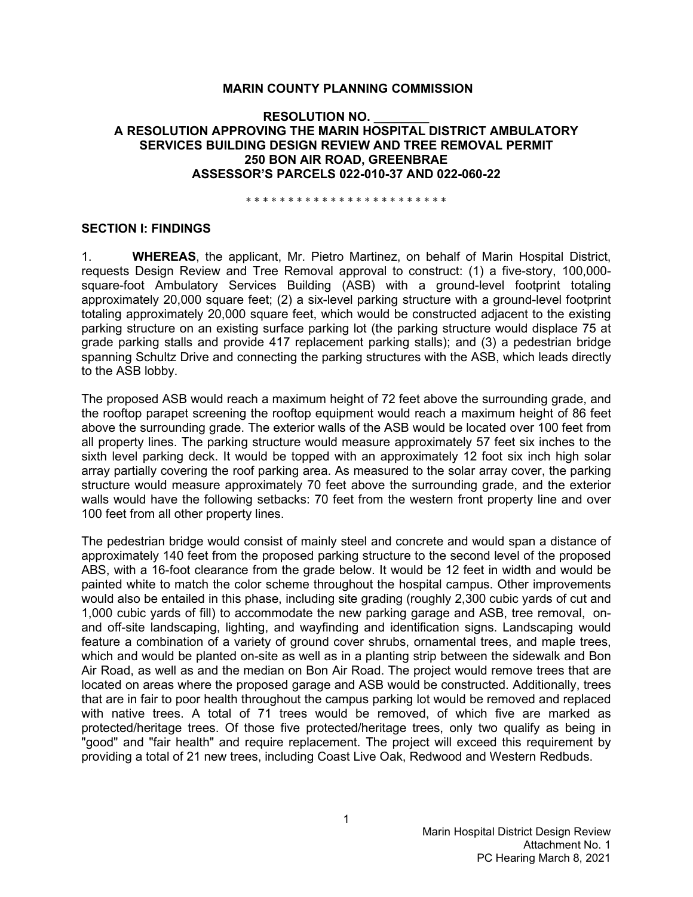**MARIN COUNTY PLANNING COMMISSION**

**RESOLUTION NO. ________**
**A RESOLUTION APPROVING THE MARIN HOSPITAL DISTRICT AMBULATORY SERVICES BUILDING DESIGN REVIEW AND TREE REMOVAL PERMIT**
**250 BON AIR ROAD, GREENBRAE**
**ASSESSOR'S PARCELS 022-010-37 AND 022-060-22**

\* \* \* \* \* \* \* \* \* \* \* \* \* \* \* \* \* \* \* \* \* \* \* \* \*

## SECTION I: FINDINGS

1. **WHEREAS**, the applicant, Mr. Pietro Martinez, on behalf of Marin Hospital District, requests Design Review and Tree Removal approval to construct: (1) a five-story, 100,000-square-foot Ambulatory Services Building (ASB) with a ground-level footprint totaling approximately 20,000 square feet; (2) a six-level parking structure with a ground-level footprint totaling approximately 20,000 square feet, which would be constructed adjacent to the existing parking structure on an existing surface parking lot (the parking structure would displace 75 at grade parking stalls and provide 417 replacement parking stalls); and (3) a pedestrian bridge spanning Schultz Drive and connecting the parking structures with the ASB, which leads directly to the ASB lobby.

The proposed ASB would reach a maximum height of 72 feet above the surrounding grade, and the rooftop parapet screening the rooftop equipment would reach a maximum height of 86 feet above the surrounding grade. The exterior walls of the ASB would be located over 100 feet from all property lines. The parking structure would measure approximately 57 feet six inches to the sixth level parking deck. It would be topped with an approximately 12 foot six inch high solar array partially covering the roof parking area. As measured to the solar array cover, the parking structure would measure approximately 70 feet above the surrounding grade, and the exterior walls would have the following setbacks: 70 feet from the western front property line and over 100 feet from all other property lines.

The pedestrian bridge would consist of mainly steel and concrete and would span a distance of approximately 140 feet from the proposed parking structure to the second level of the proposed ABS, with a 16-foot clearance from the grade below. It would be 12 feet in width and would be painted white to match the color scheme throughout the hospital campus. Other improvements would also be entailed in this phase, including site grading (roughly 2,300 cubic yards of cut and 1,000 cubic yards of fill) to accommodate the new parking garage and ASB, tree removal, on- and off-site landscaping, lighting, and wayfinding and identification signs. Landscaping would feature a combination of a variety of ground cover shrubs, ornamental trees, and maple trees, which and would be planted on-site as well as in a planting strip between the sidewalk and Bon Air Road, as well as and the median on Bon Air Road. The project would remove trees that are located on areas where the proposed garage and ASB would be constructed. Additionally, trees that are in fair to poor health throughout the campus parking lot would be removed and replaced with native trees. A total of 71 trees would be removed, of which five are marked as protected/heritage trees. Of those five protected/heritage trees, only two qualify as being in "good" and "fair health" and require replacement. The project will exceed this requirement by providing a total of 21 new trees, including Coast Live Oak, Redwood and Western Redbuds.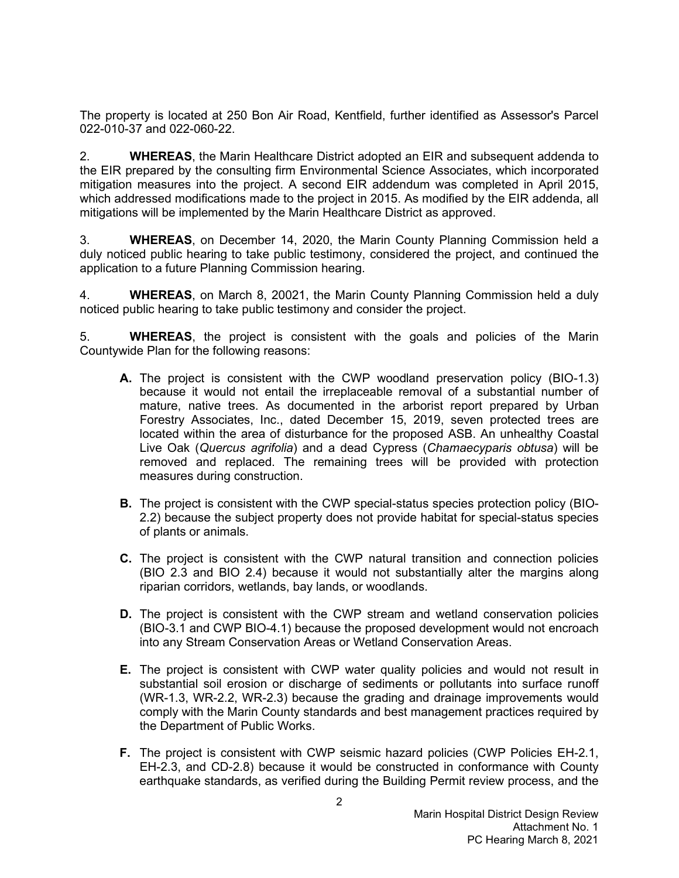The property is located at 250 Bon Air Road, Kentfield, further identified as Assessor's Parcel 022-010-37 and 022-060-22.

2. **WHEREAS**, the Marin Healthcare District adopted an EIR and subsequent addenda to the EIR prepared by the consulting firm Environmental Science Associates, which incorporated mitigation measures into the project. A second EIR addendum was completed in April 2015, which addressed modifications made to the project in 2015. As modified by the EIR addenda, all mitigations will be implemented by the Marin Healthcare District as approved.

3. **WHEREAS**, on December 14, 2020, the Marin County Planning Commission held a duly noticed public hearing to take public testimony, considered the project, and continued the application to a future Planning Commission hearing.

4. **WHEREAS**, on March 8, 20021, the Marin County Planning Commission held a duly noticed public hearing to take public testimony and consider the project.

5. **WHEREAS**, the project is consistent with the goals and policies of the Marin Countywide Plan for the following reasons:

   **A.** The project is consistent with the CWP woodland preservation policy (BIO-1.3) because it would not entail the irreplaceable removal of a substantial number of mature, native trees. As documented in the arborist report prepared by Urban Forestry Associates, Inc., dated December 15, 2019, seven protected trees are located within the area of disturbance for the proposed ASB. An unhealthy Coastal Live Oak (*Quercus agrifolia*) and a dead Cypress (*Chamaecyparis obtusa*) will be removed and replaced. The remaining trees will be provided with protection measures during construction.

   **B.** The project is consistent with the CWP special-status species protection policy (BIO-2.2) because the subject property does not provide habitat for special-status species of plants or animals.

   **C.** The project is consistent with the CWP natural transition and connection policies (BIO 2.3 and BIO 2.4) because it would not substantially alter the margins along riparian corridors, wetlands, bay lands, or woodlands.

   **D.** The project is consistent with the CWP stream and wetland conservation policies (BIO-3.1 and CWP BIO-4.1) because the proposed development would not encroach into any Stream Conservation Areas or Wetland Conservation Areas.

   **E.** The project is consistent with CWP water quality policies and would not result in substantial soil erosion or discharge of sediments or pollutants into surface runoff (WR-1.3, WR-2.2, WR-2.3) because the grading and drainage improvements would comply with the Marin County standards and best management practices required by the Department of Public Works.

   **F.** The project is consistent with CWP seismic hazard policies (CWP Policies EH-2.1, EH-2.3, and CD-2.8) because it would be constructed in conformance with County earthquake standards, as verified during the Building Permit review process, and the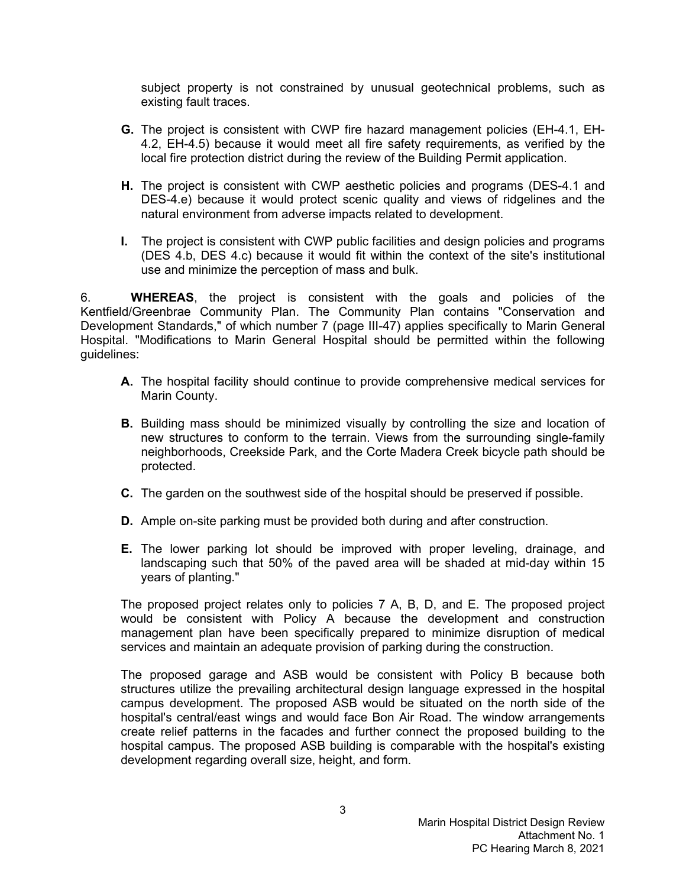subject property is not constrained by unusual geotechnical problems, such as existing fault traces.

**G.** The project is consistent with CWP fire hazard management policies (EH-4.1, EH-4.2, EH-4.5) because it would meet all fire safety requirements, as verified by the local fire protection district during the review of the Building Permit application.

**H.** The project is consistent with CWP aesthetic policies and programs (DES-4.1 and DES-4.e) because it would protect scenic quality and views of ridgelines and the natural environment from adverse impacts related to development.

**I.** The project is consistent with CWP public facilities and design policies and programs (DES 4.b, DES 4.c) because it would fit within the context of the site's institutional use and minimize the perception of mass and bulk.

6. **WHEREAS**, the project is consistent with the goals and policies of the Kentfield/Greenbrae Community Plan. The Community Plan contains "Conservation and Development Standards," of which number 7 (page III-47) applies specifically to Marin General Hospital. "Modifications to Marin General Hospital should be permitted within the following guidelines:

**A.** The hospital facility should continue to provide comprehensive medical services for Marin County.

**B.** Building mass should be minimized visually by controlling the size and location of new structures to conform to the terrain. Views from the surrounding single-family neighborhoods, Creekside Park, and the Corte Madera Creek bicycle path should be protected.

**C.** The garden on the southwest side of the hospital should be preserved if possible.

**D.** Ample on-site parking must be provided both during and after construction.

**E.** The lower parking lot should be improved with proper leveling, drainage, and landscaping such that 50% of the paved area will be shaded at mid-day within 15 years of planting."

The proposed project relates only to policies 7 A, B, D, and E. The proposed project would be consistent with Policy A because the development and construction management plan have been specifically prepared to minimize disruption of medical services and maintain an adequate provision of parking during the construction.

The proposed garage and ASB would be consistent with Policy B because both structures utilize the prevailing architectural design language expressed in the hospital campus development. The proposed ASB would be situated on the north side of the hospital's central/east wings and would face Bon Air Road. The window arrangements create relief patterns in the facades and further connect the proposed building to the hospital campus. The proposed ASB building is comparable with the hospital's existing development regarding overall size, height, and form.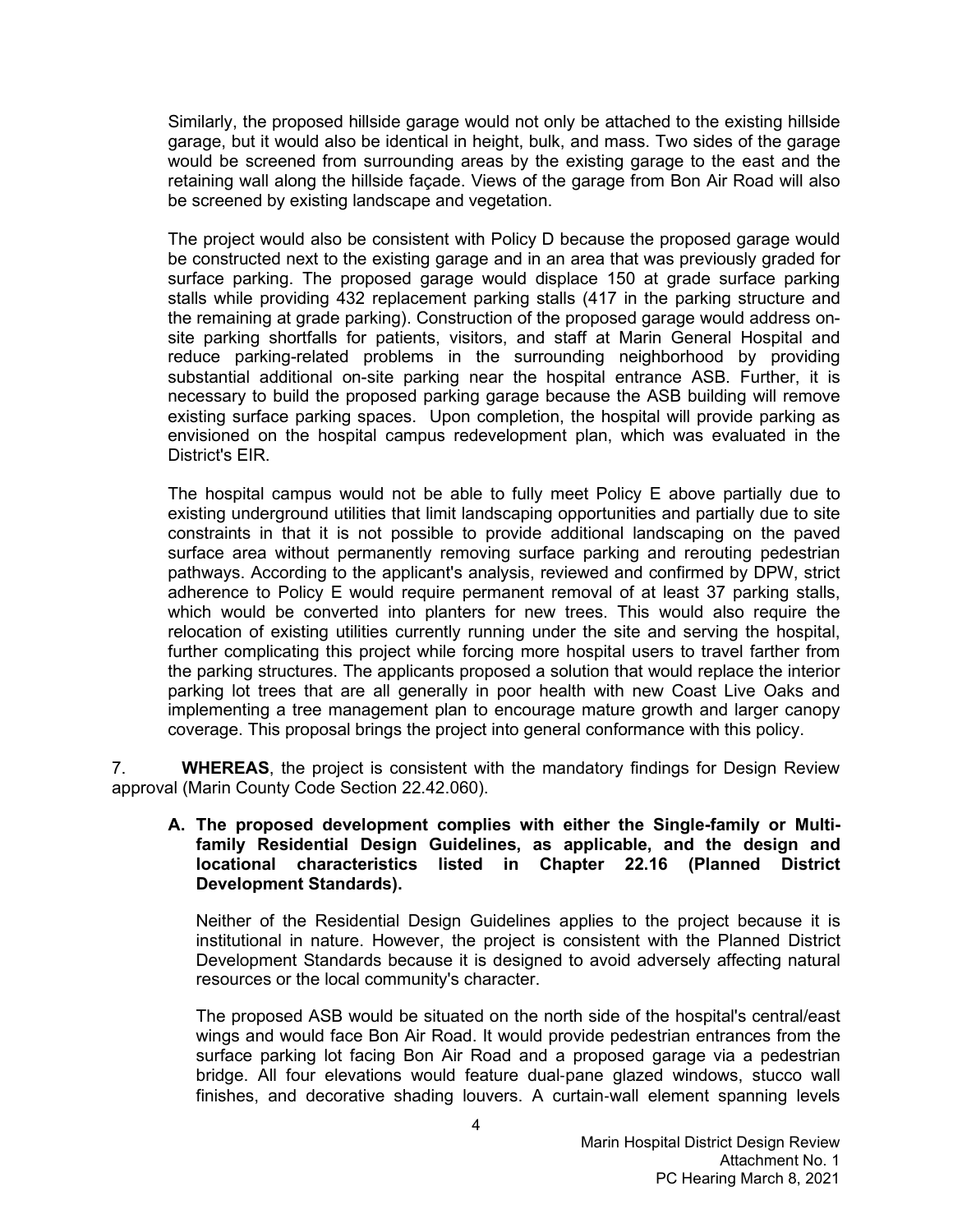Similarly, the proposed hillside garage would not only be attached to the existing hillside garage, but it would also be identical in height, bulk, and mass. Two sides of the garage would be screened from surrounding areas by the existing garage to the east and the retaining wall along the hillside façade. Views of the garage from Bon Air Road will also be screened by existing landscape and vegetation.

The project would also be consistent with Policy D because the proposed garage would be constructed next to the existing garage and in an area that was previously graded for surface parking. The proposed garage would displace 150 at grade surface parking stalls while providing 432 replacement parking stalls (417 in the parking structure and the remaining at grade parking). Construction of the proposed garage would address on-site parking shortfalls for patients, visitors, and staff at Marin General Hospital and reduce parking-related problems in the surrounding neighborhood by providing substantial additional on-site parking near the hospital entrance ASB. Further, it is necessary to build the proposed parking garage because the ASB building will remove existing surface parking spaces. Upon completion, the hospital will provide parking as envisioned on the hospital campus redevelopment plan, which was evaluated in the District's EIR.

The hospital campus would not be able to fully meet Policy E above partially due to existing underground utilities that limit landscaping opportunities and partially due to site constraints in that it is not possible to provide additional landscaping on the paved surface area without permanently removing surface parking and rerouting pedestrian pathways. According to the applicant's analysis, reviewed and confirmed by DPW, strict adherence to Policy E would require permanent removal of at least 37 parking stalls, which would be converted into planters for new trees. This would also require the relocation of existing utilities currently running under the site and serving the hospital, further complicating this project while forcing more hospital users to travel farther from the parking structures. The applicants proposed a solution that would replace the interior parking lot trees that are all generally in poor health with new Coast Live Oaks and implementing a tree management plan to encourage mature growth and larger canopy coverage. This proposal brings the project into general conformance with this policy.

7. **WHEREAS**, the project is consistent with the mandatory findings for Design Review approval (Marin County Code Section 22.42.060).

**A. The proposed development complies with either the Single-family or Multi-family Residential Design Guidelines, as applicable, and the design and locational characteristics listed in Chapter 22.16 (Planned District Development Standards).**

Neither of the Residential Design Guidelines applies to the project because it is institutional in nature. However, the project is consistent with the Planned District Development Standards because it is designed to avoid adversely affecting natural resources or the local community's character.

The proposed ASB would be situated on the north side of the hospital's central/east wings and would face Bon Air Road. It would provide pedestrian entrances from the surface parking lot facing Bon Air Road and a proposed garage via a pedestrian bridge. All four elevations would feature dual-pane glazed windows, stucco wall finishes, and decorative shading louvers. A curtain-wall element spanning levels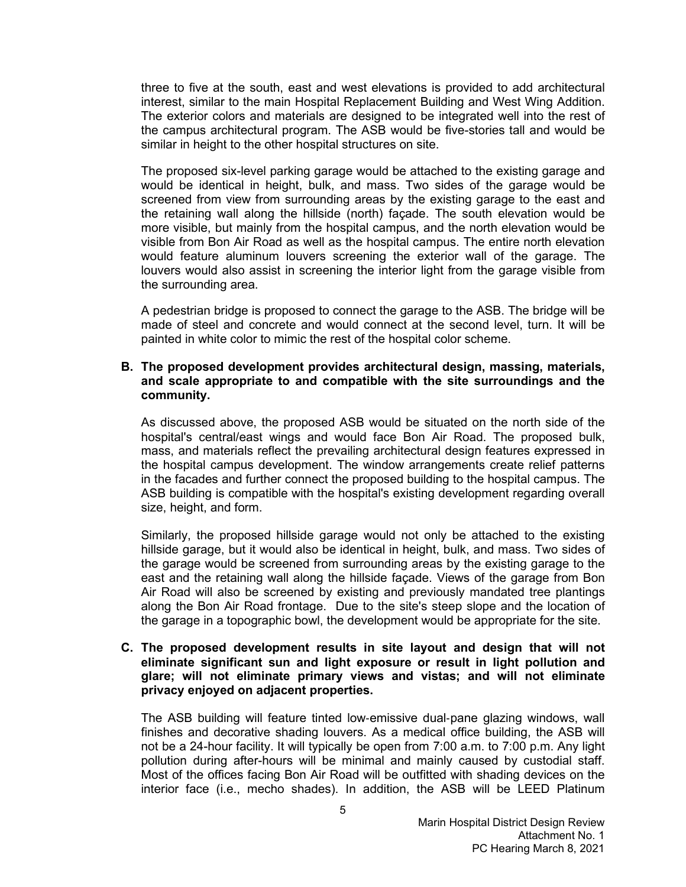three to five at the south, east and west elevations is provided to add architectural interest, similar to the main Hospital Replacement Building and West Wing Addition. The exterior colors and materials are designed to be integrated well into the rest of the campus architectural program. The ASB would be five-stories tall and would be similar in height to the other hospital structures on site.

The proposed six-level parking garage would be attached to the existing garage and would be identical in height, bulk, and mass. Two sides of the garage would be screened from view from surrounding areas by the existing garage to the east and the retaining wall along the hillside (north) façade. The south elevation would be more visible, but mainly from the hospital campus, and the north elevation would be visible from Bon Air Road as well as the hospital campus. The entire north elevation would feature aluminum louvers screening the exterior wall of the garage. The louvers would also assist in screening the interior light from the garage visible from the surrounding area.

A pedestrian bridge is proposed to connect the garage to the ASB. The bridge will be made of steel and concrete and would connect at the second level, turn. It will be painted in white color to mimic the rest of the hospital color scheme.

**B. The proposed development provides architectural design, massing, materials, and scale appropriate to and compatible with the site surroundings and the community.**

As discussed above, the proposed ASB would be situated on the north side of the hospital's central/east wings and would face Bon Air Road. The proposed bulk, mass, and materials reflect the prevailing architectural design features expressed in the hospital campus development. The window arrangements create relief patterns in the facades and further connect the proposed building to the hospital campus. The ASB building is compatible with the hospital's existing development regarding overall size, height, and form.

Similarly, the proposed hillside garage would not only be attached to the existing hillside garage, but it would also be identical in height, bulk, and mass. Two sides of the garage would be screened from surrounding areas by the existing garage to the east and the retaining wall along the hillside façade. Views of the garage from Bon Air Road will also be screened by existing and previously mandated tree plantings along the Bon Air Road frontage. Due to the site's steep slope and the location of the garage in a topographic bowl, the development would be appropriate for the site.

**C. The proposed development results in site layout and design that will not eliminate significant sun and light exposure or result in light pollution and glare; will not eliminate primary views and vistas; and will not eliminate privacy enjoyed on adjacent properties.**

The ASB building will feature tinted low-emissive dual-pane glazing windows, wall finishes and decorative shading louvers. As a medical office building, the ASB will not be a 24-hour facility. It will typically be open from 7:00 a.m. to 7:00 p.m. Any light pollution during after-hours will be minimal and mainly caused by custodial staff. Most of the offices facing Bon Air Road will be outfitted with shading devices on the interior face (i.e., mecho shades). In addition, the ASB will be LEED Platinum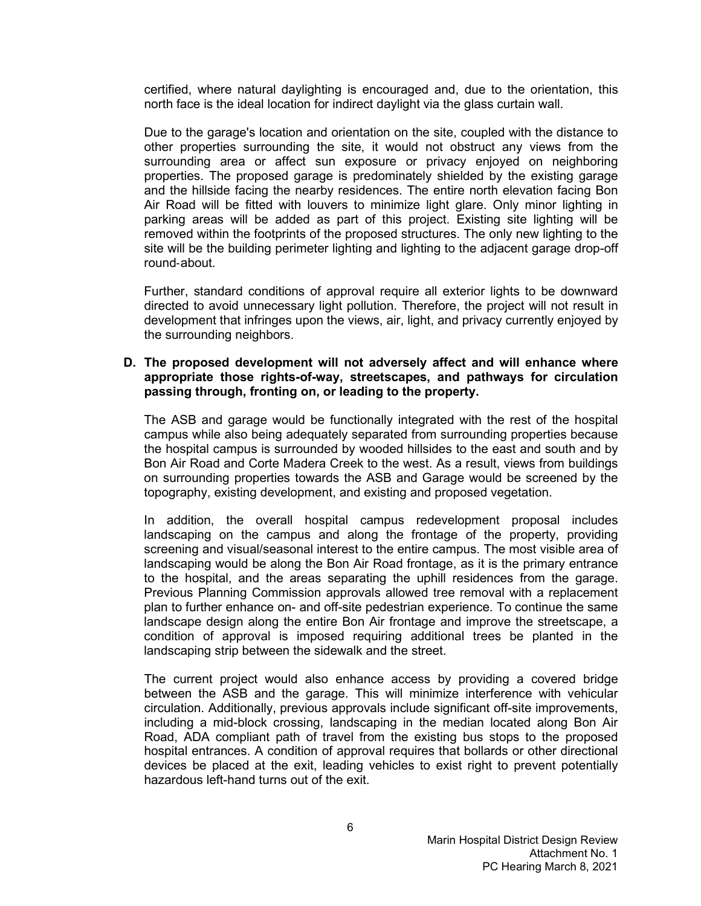certified, where natural daylighting is encouraged and, due to the orientation, this north face is the ideal location for indirect daylight via the glass curtain wall.

Due to the garage's location and orientation on the site, coupled with the distance to other properties surrounding the site, it would not obstruct any views from the surrounding area or affect sun exposure or privacy enjoyed on neighboring properties. The proposed garage is predominately shielded by the existing garage and the hillside facing the nearby residences. The entire north elevation facing Bon Air Road will be fitted with louvers to minimize light glare. Only minor lighting in parking areas will be added as part of this project. Existing site lighting will be removed within the footprints of the proposed structures. The only new lighting to the site will be the building perimeter lighting and lighting to the adjacent garage drop-off round-about.

Further, standard conditions of approval require all exterior lights to be downward directed to avoid unnecessary light pollution. Therefore, the project will not result in development that infringes upon the views, air, light, and privacy currently enjoyed by the surrounding neighbors.

**D. The proposed development will not adversely affect and will enhance where appropriate those rights-of-way, streetscapes, and pathways for circulation passing through, fronting on, or leading to the property.**

The ASB and garage would be functionally integrated with the rest of the hospital campus while also being adequately separated from surrounding properties because the hospital campus is surrounded by wooded hillsides to the east and south and by Bon Air Road and Corte Madera Creek to the west. As a result, views from buildings on surrounding properties towards the ASB and Garage would be screened by the topography, existing development, and existing and proposed vegetation.

In addition, the overall hospital campus redevelopment proposal includes landscaping on the campus and along the frontage of the property, providing screening and visual/seasonal interest to the entire campus. The most visible area of landscaping would be along the Bon Air Road frontage, as it is the primary entrance to the hospital, and the areas separating the uphill residences from the garage. Previous Planning Commission approvals allowed tree removal with a replacement plan to further enhance on- and off-site pedestrian experience. To continue the same landscape design along the entire Bon Air frontage and improve the streetscape, a condition of approval is imposed requiring additional trees be planted in the landscaping strip between the sidewalk and the street.

The current project would also enhance access by providing a covered bridge between the ASB and the garage. This will minimize interference with vehicular circulation. Additionally, previous approvals include significant off-site improvements, including a mid-block crossing, landscaping in the median located along Bon Air Road, ADA compliant path of travel from the existing bus stops to the proposed hospital entrances. A condition of approval requires that bollards or other directional devices be placed at the exit, leading vehicles to exist right to prevent potentially hazardous left-hand turns out of the exit.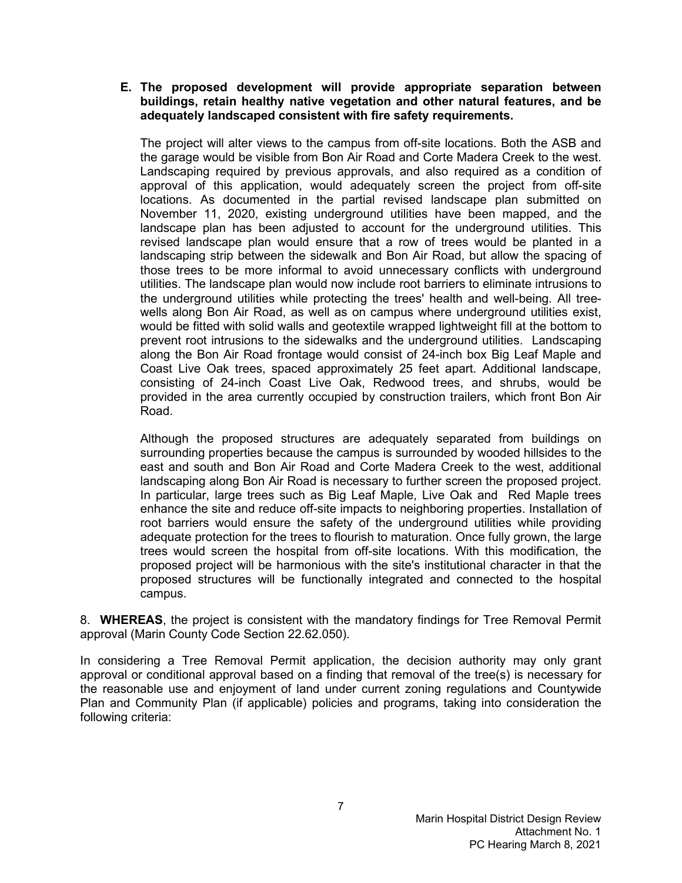**E. The proposed development will provide appropriate separation between buildings, retain healthy native vegetation and other natural features, and be adequately landscaped consistent with fire safety requirements.**

The project will alter views to the campus from off-site locations. Both the ASB and the garage would be visible from Bon Air Road and Corte Madera Creek to the west. Landscaping required by previous approvals, and also required as a condition of approval of this application, would adequately screen the project from off-site locations. As documented in the partial revised landscape plan submitted on November 11, 2020, existing underground utilities have been mapped, and the landscape plan has been adjusted to account for the underground utilities. This revised landscape plan would ensure that a row of trees would be planted in a landscaping strip between the sidewalk and Bon Air Road, but allow the spacing of those trees to be more informal to avoid unnecessary conflicts with underground utilities. The landscape plan would now include root barriers to eliminate intrusions to the underground utilities while protecting the trees' health and well-being. All tree-wells along Bon Air Road, as well as on campus where underground utilities exist, would be fitted with solid walls and geotextile wrapped lightweight fill at the bottom to prevent root intrusions to the sidewalks and the underground utilities. Landscaping along the Bon Air Road frontage would consist of 24-inch box Big Leaf Maple and Coast Live Oak trees, spaced approximately 25 feet apart. Additional landscape, consisting of 24-inch Coast Live Oak, Redwood trees, and shrubs, would be provided in the area currently occupied by construction trailers, which front Bon Air Road.

Although the proposed structures are adequately separated from buildings on surrounding properties because the campus is surrounded by wooded hillsides to the east and south and Bon Air Road and Corte Madera Creek to the west, additional landscaping along Bon Air Road is necessary to further screen the proposed project. In particular, large trees such as Big Leaf Maple, Live Oak and Red Maple trees enhance the site and reduce off-site impacts to neighboring properties. Installation of root barriers would ensure the safety of the underground utilities while providing adequate protection for the trees to flourish to maturation. Once fully grown, the large trees would screen the hospital from off-site locations. With this modification, the proposed project will be harmonious with the site's institutional character in that the proposed structures will be functionally integrated and connected to the hospital campus.

8. **WHEREAS**, the project is consistent with the mandatory findings for Tree Removal Permit approval (Marin County Code Section 22.62.050).

In considering a Tree Removal Permit application, the decision authority may only grant approval or conditional approval based on a finding that removal of the tree(s) is necessary for the reasonable use and enjoyment of land under current zoning regulations and Countywide Plan and Community Plan (if applicable) policies and programs, taking into consideration the following criteria: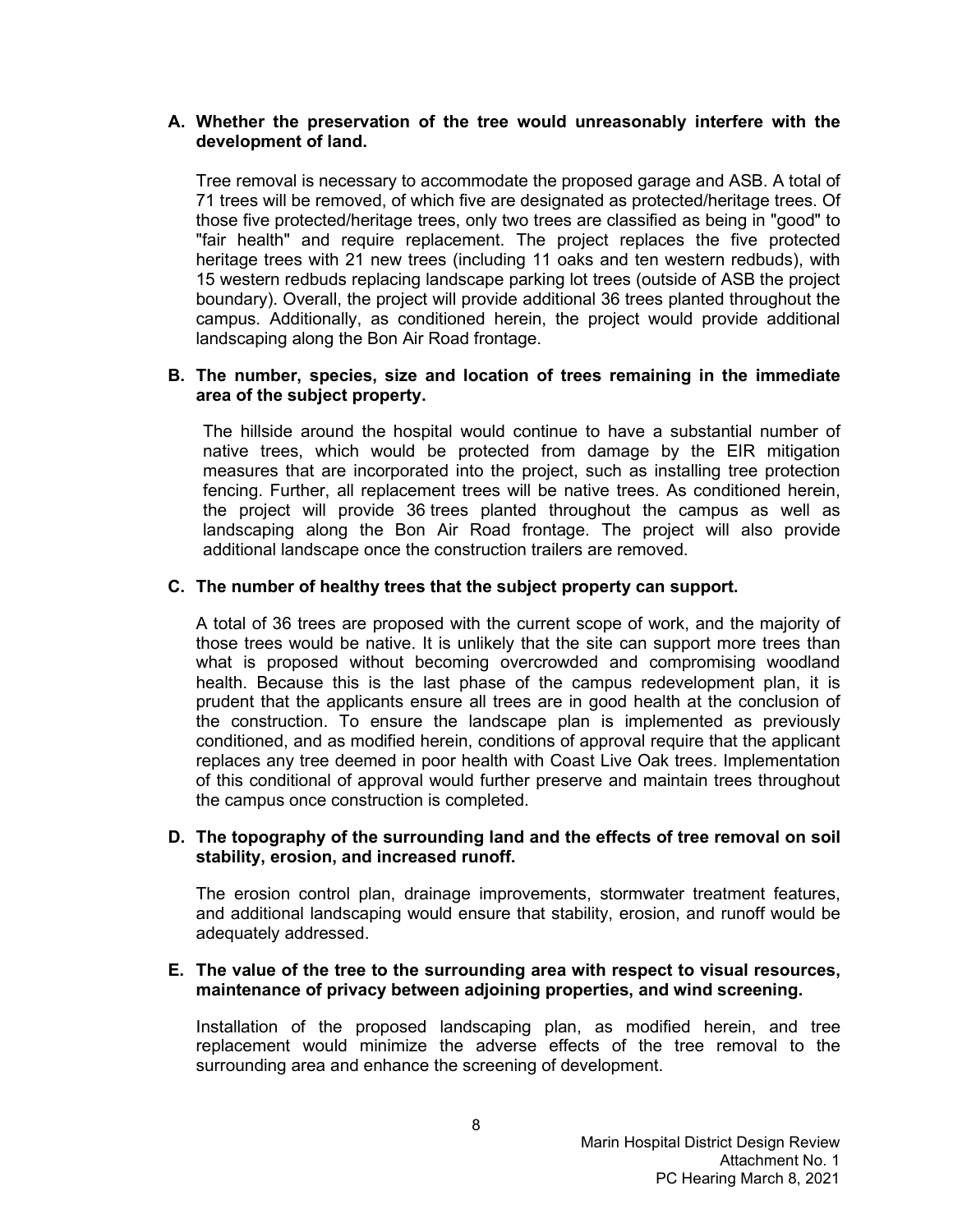**A. Whether the preservation of the tree would unreasonably interfere with the development of land.**

Tree removal is necessary to accommodate the proposed garage and ASB. A total of 71 trees will be removed, of which five are designated as protected/heritage trees. Of those five protected/heritage trees, only two trees are classified as being in "good" to "fair health" and require replacement. The project replaces the five protected heritage trees with 21 new trees (including 11 oaks and ten western redbuds), with 15 western redbuds replacing landscape parking lot trees (outside of ASB the project boundary). Overall, the project will provide additional 36 trees planted throughout the campus. Additionally, as conditioned herein, the project would provide additional landscaping along the Bon Air Road frontage.

**B. The number, species, size and location of trees remaining in the immediate area of the subject property.**

The hillside around the hospital would continue to have a substantial number of native trees, which would be protected from damage by the EIR mitigation measures that are incorporated into the project, such as installing tree protection fencing. Further, all replacement trees will be native trees. As conditioned herein, the project will provide 36 trees planted throughout the campus as well as landscaping along the Bon Air Road frontage. The project will also provide additional landscape once the construction trailers are removed.

**C. The number of healthy trees that the subject property can support.**

A total of 36 trees are proposed with the current scope of work, and the majority of those trees would be native. It is unlikely that the site can support more trees than what is proposed without becoming overcrowded and compromising woodland health. Because this is the last phase of the campus redevelopment plan, it is prudent that the applicants ensure all trees are in good health at the conclusion of the construction. To ensure the landscape plan is implemented as previously conditioned, and as modified herein, conditions of approval require that the applicant replaces any tree deemed in poor health with Coast Live Oak trees. Implementation of this conditional of approval would further preserve and maintain trees throughout the campus once construction is completed.

**D. The topography of the surrounding land and the effects of tree removal on soil stability, erosion, and increased runoff.**

The erosion control plan, drainage improvements, stormwater treatment features, and additional landscaping would ensure that stability, erosion, and runoff would be adequately addressed.

**E. The value of the tree to the surrounding area with respect to visual resources, maintenance of privacy between adjoining properties, and wind screening.**

Installation of the proposed landscaping plan, as modified herein, and tree replacement would minimize the adverse effects of the tree removal to the surrounding area and enhance the screening of development.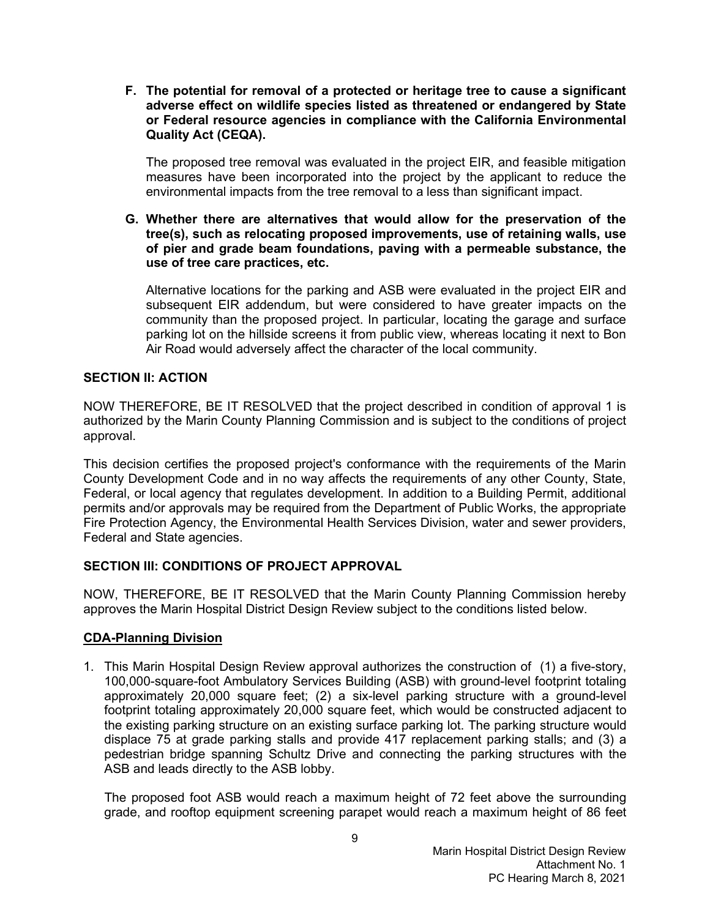**F. The potential for removal of a protected or heritage tree to cause a significant adverse effect on wildlife species listed as threatened or endangered by State or Federal resource agencies in compliance with the California Environmental Quality Act (CEQA).**

The proposed tree removal was evaluated in the project EIR, and feasible mitigation measures have been incorporated into the project by the applicant to reduce the environmental impacts from the tree removal to a less than significant impact.

**G. Whether there are alternatives that would allow for the preservation of the tree(s), such as relocating proposed improvements, use of retaining walls, use of pier and grade beam foundations, paving with a permeable substance, the use of tree care practices, etc.**

Alternative locations for the parking and ASB were evaluated in the project EIR and subsequent EIR addendum, but were considered to have greater impacts on the community than the proposed project. In particular, locating the garage and surface parking lot on the hillside screens it from public view, whereas locating it next to Bon Air Road would adversely affect the character of the local community.

## SECTION II: ACTION

NOW THEREFORE, BE IT RESOLVED that the project described in condition of approval 1 is authorized by the Marin County Planning Commission and is subject to the conditions of project approval.

This decision certifies the proposed project's conformance with the requirements of the Marin County Development Code and in no way affects the requirements of any other County, State, Federal, or local agency that regulates development. In addition to a Building Permit, additional permits and/or approvals may be required from the Department of Public Works, the appropriate Fire Protection Agency, the Environmental Health Services Division, water and sewer providers, Federal and State agencies.

## SECTION III: CONDITIONS OF PROJECT APPROVAL

NOW, THEREFORE, BE IT RESOLVED that the Marin County Planning Commission hereby approves the Marin Hospital District Design Review subject to the conditions listed below.

### CDA-Planning Division

1. This Marin Hospital Design Review approval authorizes the construction of (1) a five-story, 100,000-square-foot Ambulatory Services Building (ASB) with ground-level footprint totaling approximately 20,000 square feet; (2) a six-level parking structure with a ground-level footprint totaling approximately 20,000 square feet, which would be constructed adjacent to the existing parking structure on an existing surface parking lot. The parking structure would displace 75 at grade parking stalls and provide 417 replacement parking stalls; and (3) a pedestrian bridge spanning Schultz Drive and connecting the parking structures with the ASB and leads directly to the ASB lobby.

   The proposed foot ASB would reach a maximum height of 72 feet above the surrounding grade, and rooftop equipment screening parapet would reach a maximum height of 86 feet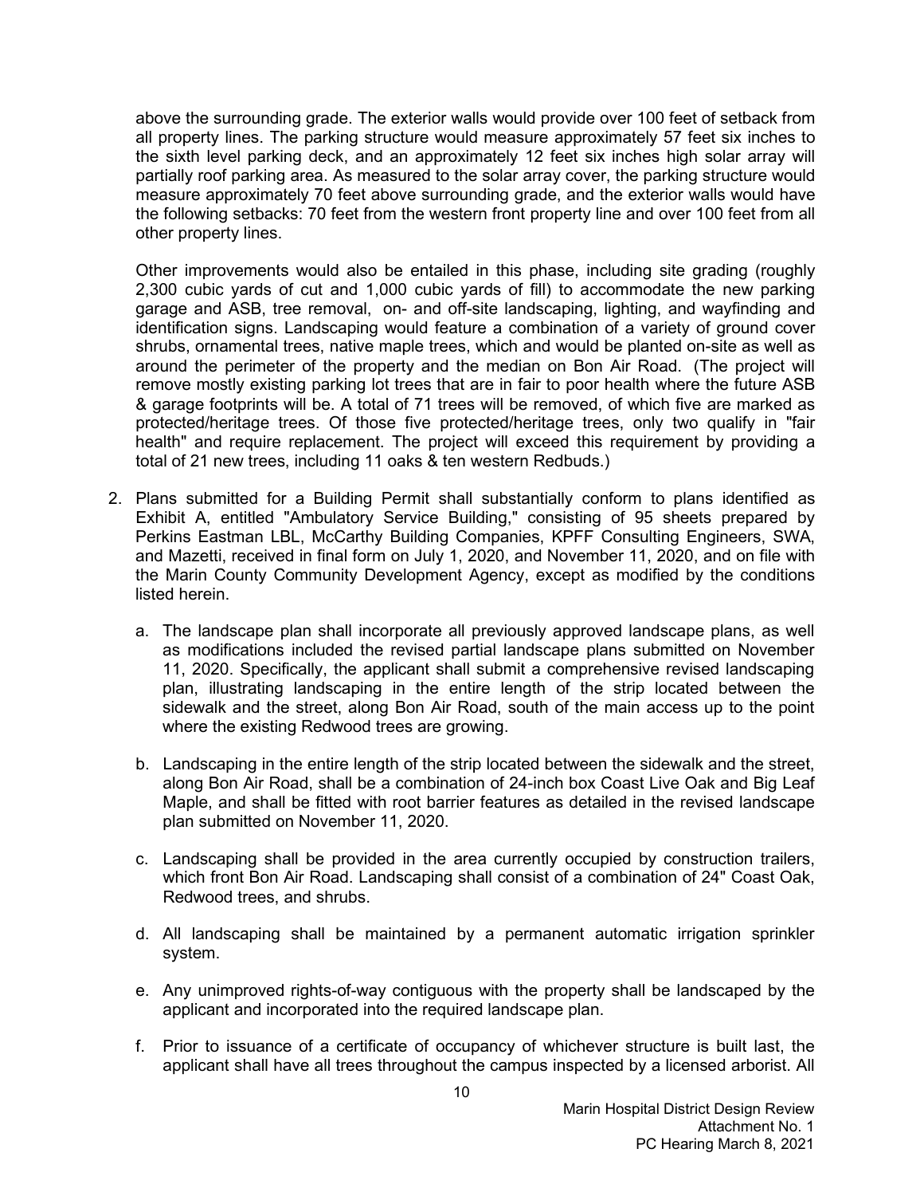above the surrounding grade. The exterior walls would provide over 100 feet of setback from all property lines. The parking structure would measure approximately 57 feet six inches to the sixth level parking deck, and an approximately 12 feet six inches high solar array will partially roof parking area. As measured to the solar array cover, the parking structure would measure approximately 70 feet above surrounding grade, and the exterior walls would have the following setbacks: 70 feet from the western front property line and over 100 feet from all other property lines.

Other improvements would also be entailed in this phase, including site grading (roughly 2,300 cubic yards of cut and 1,000 cubic yards of fill) to accommodate the new parking garage and ASB, tree removal, on- and off-site landscaping, lighting, and wayfinding and identification signs. Landscaping would feature a combination of a variety of ground cover shrubs, ornamental trees, native maple trees, which and would be planted on-site as well as around the perimeter of the property and the median on Bon Air Road. (The project will remove mostly existing parking lot trees that are in fair to poor health where the future ASB & garage footprints will be. A total of 71 trees will be removed, of which five are marked as protected/heritage trees. Of those five protected/heritage trees, only two qualify in "fair health" and require replacement. The project will exceed this requirement by providing a total of 21 new trees, including 11 oaks & ten western Redbuds.)

2. Plans submitted for a Building Permit shall substantially conform to plans identified as Exhibit A, entitled "Ambulatory Service Building," consisting of 95 sheets prepared by Perkins Eastman LBL, McCarthy Building Companies, KPFF Consulting Engineers, SWA, and Mazetti, received in final form on July 1, 2020, and November 11, 2020, and on file with the Marin County Community Development Agency, except as modified by the conditions listed herein.

   a. The landscape plan shall incorporate all previously approved landscape plans, as well as modifications included the revised partial landscape plans submitted on November 11, 2020. Specifically, the applicant shall submit a comprehensive revised landscaping plan, illustrating landscaping in the entire length of the strip located between the sidewalk and the street, along Bon Air Road, south of the main access up to the point where the existing Redwood trees are growing.

   b. Landscaping in the entire length of the strip located between the sidewalk and the street, along Bon Air Road, shall be a combination of 24-inch box Coast Live Oak and Big Leaf Maple, and shall be fitted with root barrier features as detailed in the revised landscape plan submitted on November 11, 2020.

   c. Landscaping shall be provided in the area currently occupied by construction trailers, which front Bon Air Road. Landscaping shall consist of a combination of 24" Coast Oak, Redwood trees, and shrubs.

   d. All landscaping shall be maintained by a permanent automatic irrigation sprinkler system.

   e. Any unimproved rights-of-way contiguous with the property shall be landscaped by the applicant and incorporated into the required landscape plan.

   f. Prior to issuance of a certificate of occupancy of whichever structure is built last, the applicant shall have all trees throughout the campus inspected by a licensed arborist. All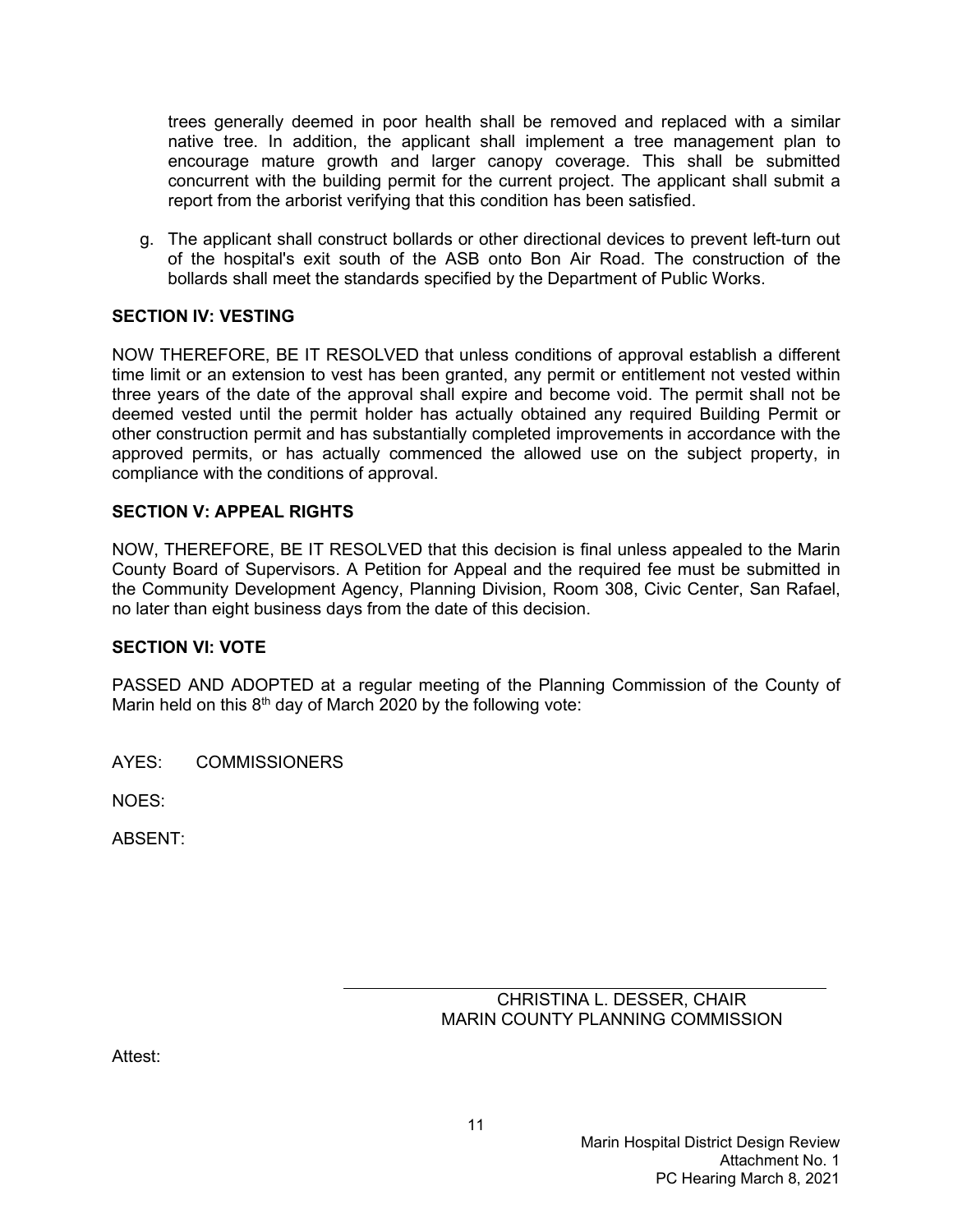trees generally deemed in poor health shall be removed and replaced with a similar native tree. In addition, the applicant shall implement a tree management plan to encourage mature growth and larger canopy coverage. This shall be submitted concurrent with the building permit for the current project. The applicant shall submit a report from the arborist verifying that this condition has been satisfied.

g. The applicant shall construct bollards or other directional devices to prevent left-turn out of the hospital's exit south of the ASB onto Bon Air Road. The construction of the bollards shall meet the standards specified by the Department of Public Works.

**SECTION IV: VESTING**

NOW THEREFORE, BE IT RESOLVED that unless conditions of approval establish a different time limit or an extension to vest has been granted, any permit or entitlement not vested within three years of the date of the approval shall expire and become void. The permit shall not be deemed vested until the permit holder has actually obtained any required Building Permit or other construction permit and has substantially completed improvements in accordance with the approved permits, or has actually commenced the allowed use on the subject property, in compliance with the conditions of approval.

**SECTION V: APPEAL RIGHTS**

NOW, THEREFORE, BE IT RESOLVED that this decision is final unless appealed to the Marin County Board of Supervisors. A Petition for Appeal and the required fee must be submitted in the Community Development Agency, Planning Division, Room 308, Civic Center, San Rafael, no later than eight business days from the date of this decision.

**SECTION VI: VOTE**

PASSED AND ADOPTED at a regular meeting of the Planning Commission of the County of Marin held on this 8th day of March 2020 by the following vote:

AYES: COMMISSIONERS

NOES:

ABSENT:

CHRISTINA L. DESSER, CHAIR
MARIN COUNTY PLANNING COMMISSION

Attest: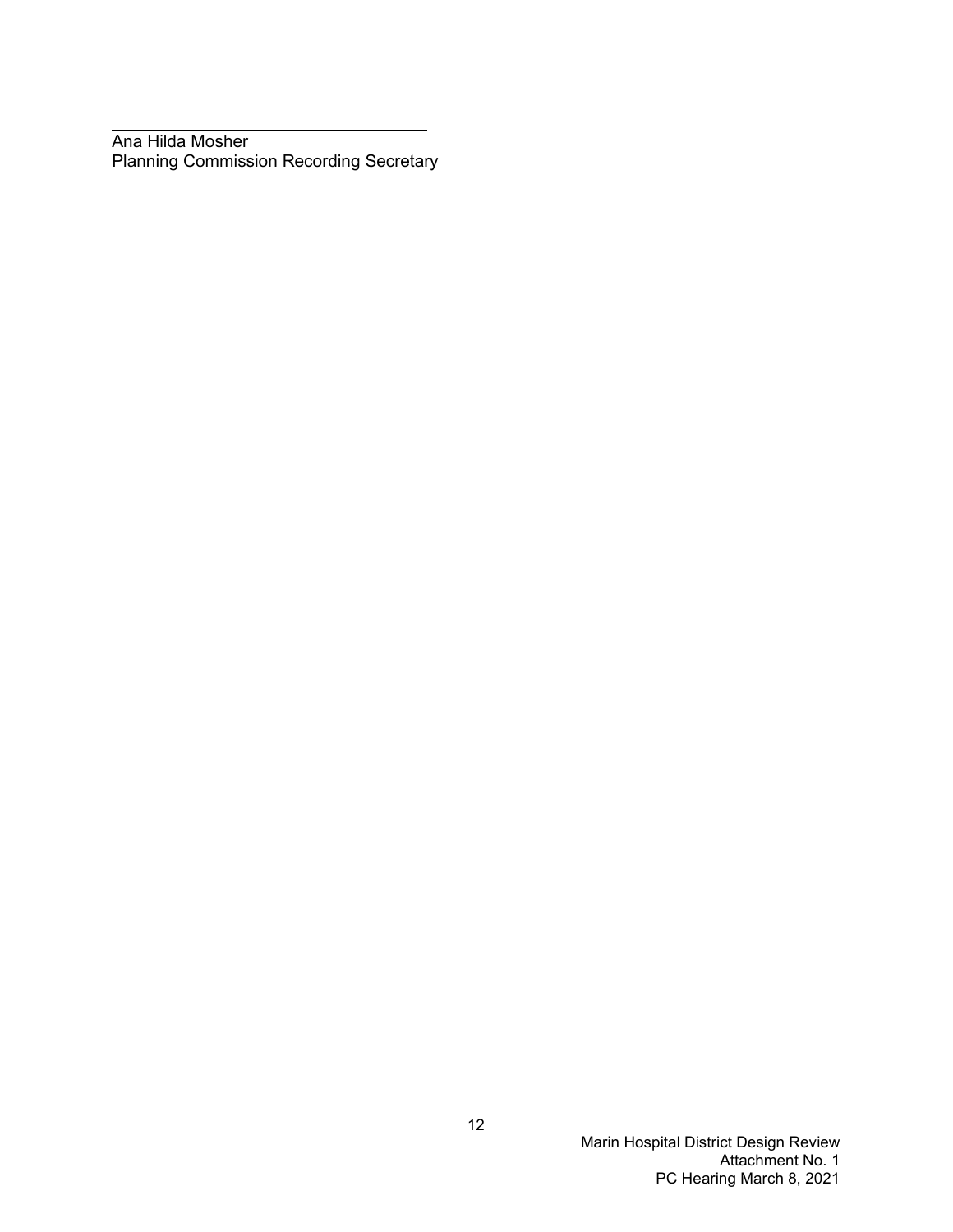______________________________
Ana Hilda Mosher
Planning Commission Recording Secretary